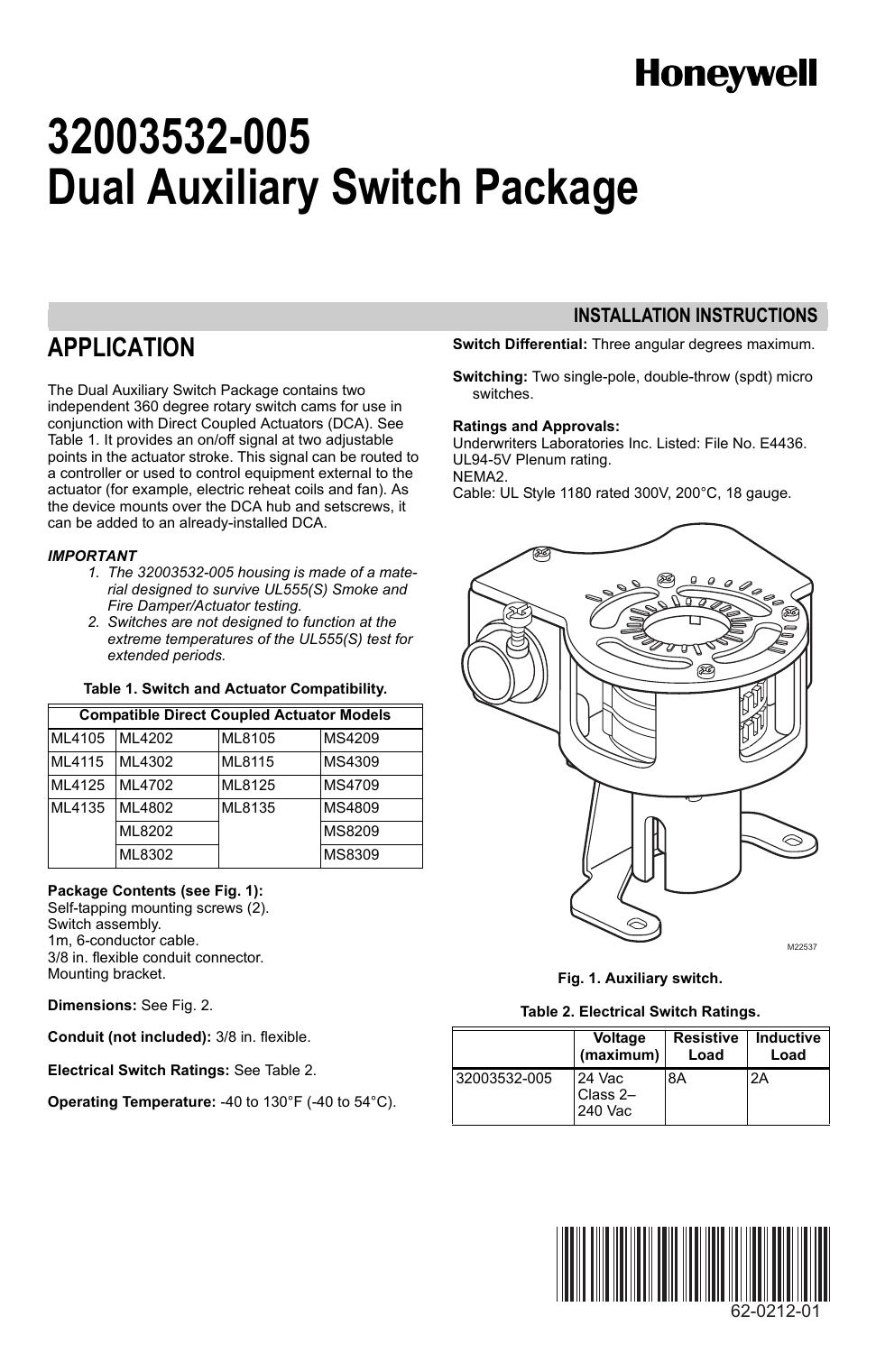Honeywell

# 32003532-005 Dual Auxiliary Switch Package

## INSTALLATION INSTRUCTIONS

## APPLICATION

The Dual Auxiliary Switch Package contains two independent 360 degree rotary switch cams for use in conjunction with Direct Coupled Actuators (DCA). See Table 1. It provides an on/off signal at two adjustable points in the actuator stroke. This signal can be routed to a controller or used to control equipment external to the actuator (for example, electric reheat coils and fan). As the device mounts over the DCA hub and setscrews, it can be added to an already-installed DCA.

***IMPORTANT***
1. *The 32003532-005 housing is made of a material designed to survive UL555(S) Smoke and Fire Damper/Actuator testing.*
2. *Switches are not designed to function at the extreme temperatures of the UL555(S) test for extended periods.*

**Table 1. Switch and Actuator Compatibility.**

| Compatible Direct Coupled Actuator Models | | | |
|---|---|---|---|
| ML4105 | ML4202 | ML8105 | MS4209 |
| ML4115 | ML4302 | ML8115 | MS4309 |
| ML4125 | ML4702 | ML8125 | MS4709 |
| ML4135 | ML4802 | ML8135 | MS4809 |
| | ML8202 | | MS8209 |
| | ML8302 | | MS8309 |

**Package Contents (see Fig. 1):**
Self-tapping mounting screws (2).
Switch assembly.
1m, 6-conductor cable.
3/8 in. flexible conduit connector.
Mounting bracket.

**Dimensions:** See Fig. 2.

**Conduit (not included):** 3/8 in. flexible.

**Electrical Switch Ratings:** See Table 2.

**Operating Temperature:** -40 to 130°F (-40 to 54°C).

**Switch Differential:** Three angular degrees maximum.

**Switching:** Two single-pole, double-throw (spdt) micro switches.

**Ratings and Approvals:**
Underwriters Laboratories Inc. Listed: File No. E4436.
UL94-5V Plenum rating.
NEMA2.
Cable: UL Style 1180 rated 300V, 200°C, 18 gauge.

M22537

**Fig. 1. Auxiliary switch.**

**Table 2. Electrical Switch Ratings.**

| | Voltage (maximum) | Resistive Load | Inductive Load |
|---|---|---|---|
| 32003532-005 | 24 Vac Class 2– 240 Vac | 8A | 2A |

62-0212-01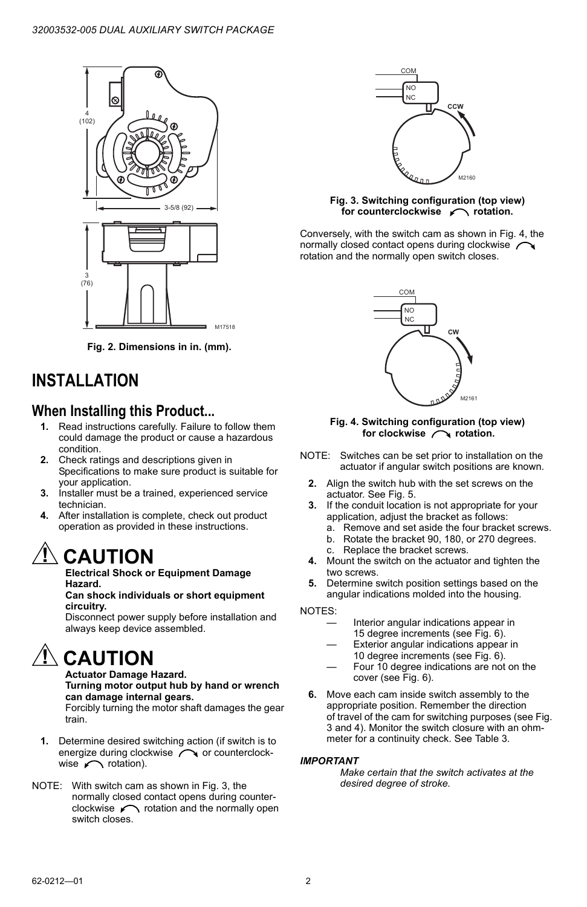Fig. 2. Dimensions in in. (mm).

# INSTALLATION

## When Installing this Product...

1. Read instructions carefully. Failure to follow them could damage the product or cause a hazardous condition.
2. Check ratings and descriptions given in Specifications to make sure product is suitable for your application.
3. Installer must be a trained, experienced service technician.
4. After installation is complete, check out product operation as provided in these instructions.

## CAUTION

**Electrical Shock or Equipment Damage Hazard.**
**Can shock individuals or short equipment circuitry.**
Disconnect power supply before installation and always keep device assembled.

## CAUTION

**Actuator Damage Hazard.**
**Turning motor output hub by hand or wrench can damage internal gears.**
Forcibly turning the motor shaft damages the gear train.

1. Determine desired switching action (if switch is to energize during clockwise or counterclockwise rotation).

NOTE: With switch cam as shown in Fig. 3, the normally closed contact opens during counterclockwise rotation and the normally open switch closes.

Fig. 3. Switching configuration (top view) for counterclockwise rotation.

Conversely, with the switch cam as shown in Fig. 4, the normally closed contact opens during clockwise rotation and the normally open switch closes.

Fig. 4. Switching configuration (top view) for clockwise rotation.

NOTE: Switches can be set prior to installation on the actuator if angular switch positions are known.

2. Align the switch hub with the set screws on the actuator. See Fig. 5.
3. If the conduit location is not appropriate for your application, adjust the bracket as follows:
   a. Remove and set aside the four bracket screws.
   b. Rotate the bracket 90, 180, or 270 degrees.
   c. Replace the bracket screws.
4. Mount the switch on the actuator and tighten the two screws.
5. Determine switch position settings based on the angular indications molded into the housing.

NOTES:
- Interior angular indications appear in 15 degree increments (see Fig. 6).
- Exterior angular indications appear in 10 degree increments (see Fig. 6).
- Four 10 degree indications are not on the cover (see Fig. 6).

6. Move each cam inside switch assembly to the appropriate position. Remember the direction of travel of the cam for switching purposes (see Fig. 3 and 4). Monitor the switch closure with an ohmmeter for a continuity check. See Table 3.

***IMPORTANT***
*Make certain that the switch activates at the desired degree of stroke.*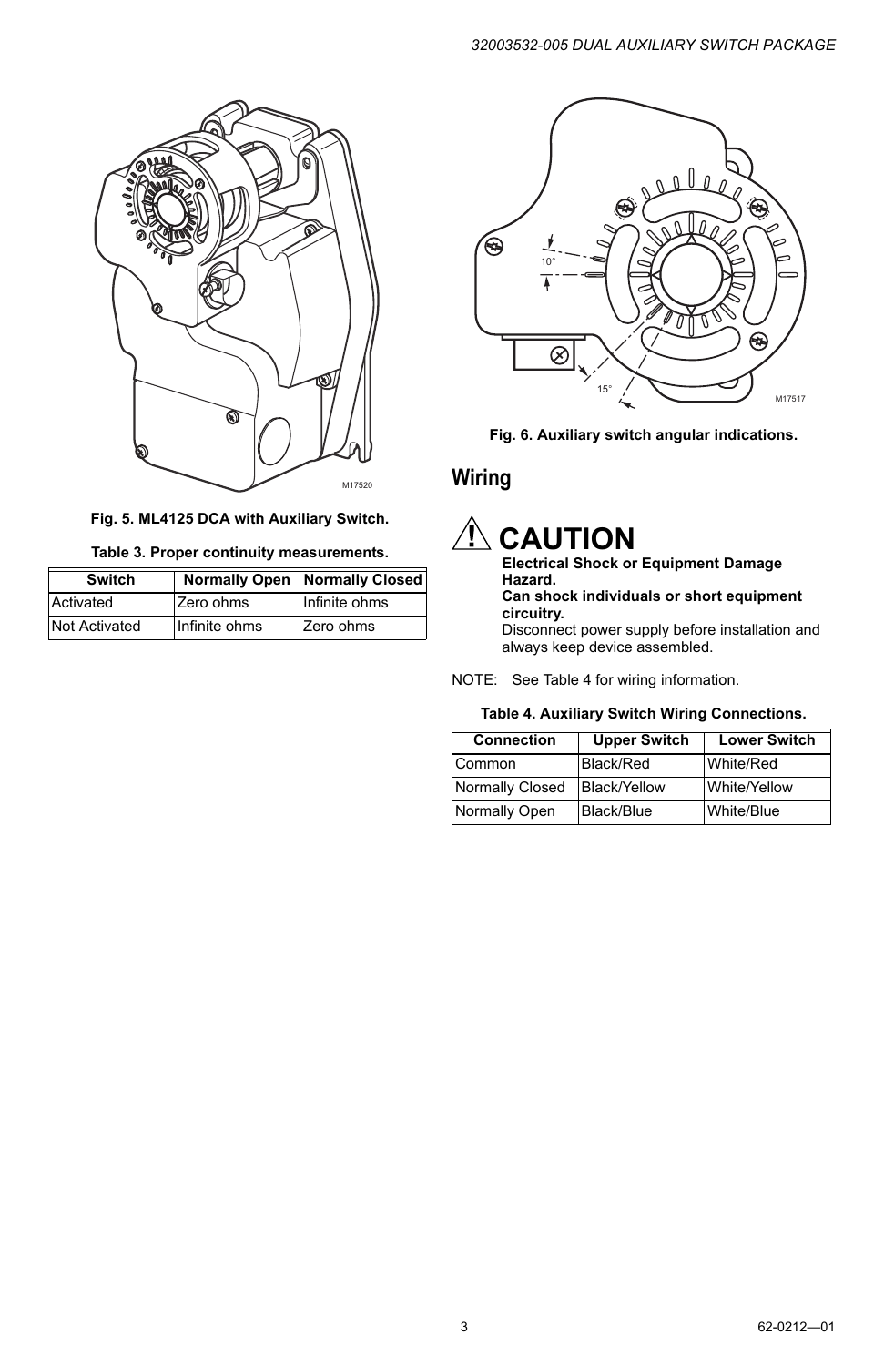Fig. 5. ML4125 DCA with Auxiliary Switch.

Table 3. Proper continuity measurements.

| Switch | Normally Open | Normally Closed |
| --- | --- | --- |
| Activated | Zero ohms | Infinite ohms |
| Not Activated | Infinite ohms | Zero ohms |

Fig. 6. Auxiliary switch angular indications.

## Wiring

# CAUTION

**Electrical Shock or Equipment Damage Hazard.**
**Can shock individuals or short equipment circuitry.**
Disconnect power supply before installation and always keep device assembled.

NOTE: See Table 4 for wiring information.

Table 4. Auxiliary Switch Wiring Connections.

| Connection | Upper Switch | Lower Switch |
| --- | --- | --- |
| Common | Black/Red | White/Red |
| Normally Closed | Black/Yellow | White/Yellow |
| Normally Open | Black/Blue | White/Blue |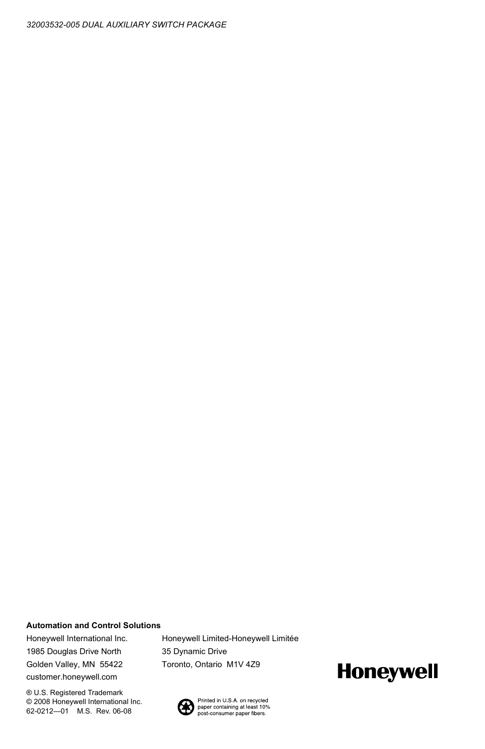**Automation and Control Solutions**

Honeywell International Inc.
1985 Douglas Drive North
Golden Valley, MN 55422
customer.honeywell.com

Honeywell Limited-Honeywell Limitée
35 Dynamic Drive
Toronto, Ontario M1V 4Z9

® U.S. Registered Trademark
© 2008 Honeywell International Inc.
62-0212—01 M.S. Rev. 06-08

Printed in U.S.A. on recycled paper containing at least 10% post-consumer paper fibers.

**Honeywell**